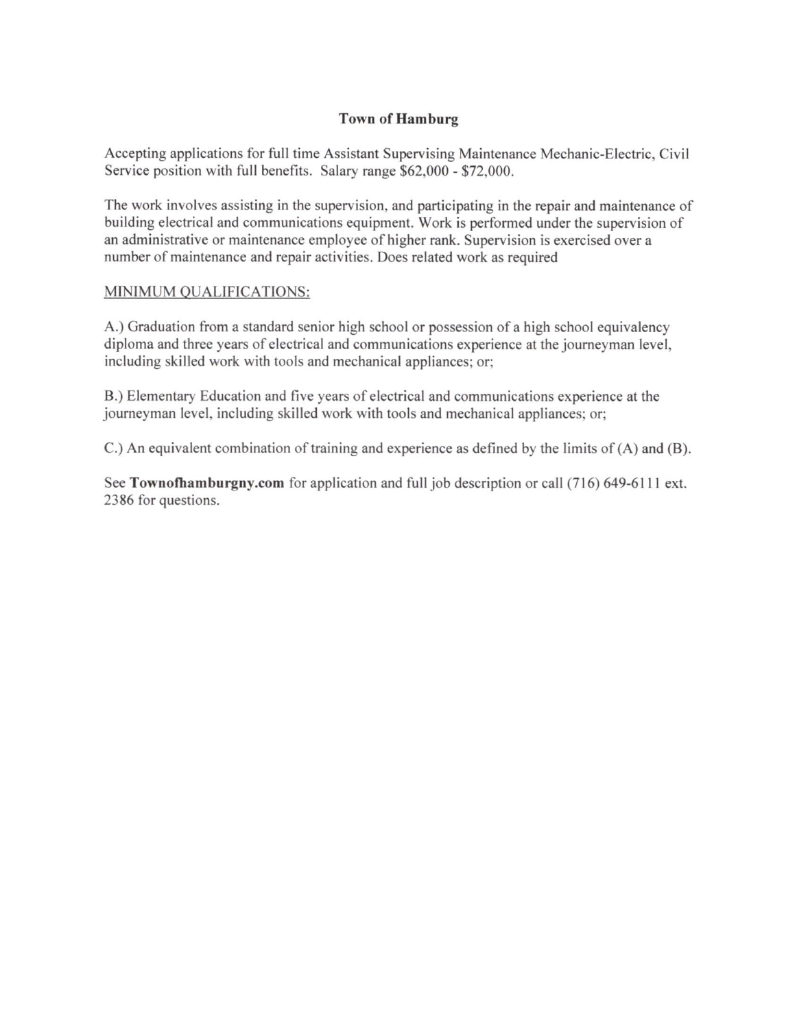**Town of Hamburg**

Accepting applications for full time Assistant Supervising Maintenance Mechanic-Electric, Civil Service position with full benefits. Salary range $62,000 - $72,000.

The work involves assisting in the supervision, and participating in the repair and maintenance of building electrical and communications equipment. Work is performed under the supervision of an administrative or maintenance employee of higher rank. Supervision is exercised over a number of maintenance and repair activities. Does related work as required

<u>MINIMUM QUALIFICATIONS:</u>

A.) Graduation from a standard senior high school or possession of a high school equivalency diploma and three years of electrical and communications experience at the journeyman level, including skilled work with tools and mechanical appliances; or;

B.) Elementary Education and five years of electrical and communications experience at the journeyman level, including skilled work with tools and mechanical appliances; or;

C.) An equivalent combination of training and experience as defined by the limits of (A) and (B).

See **Townofhamburgny.com** for application and full job description or call (716) 649-6111 ext. 2386 for questions.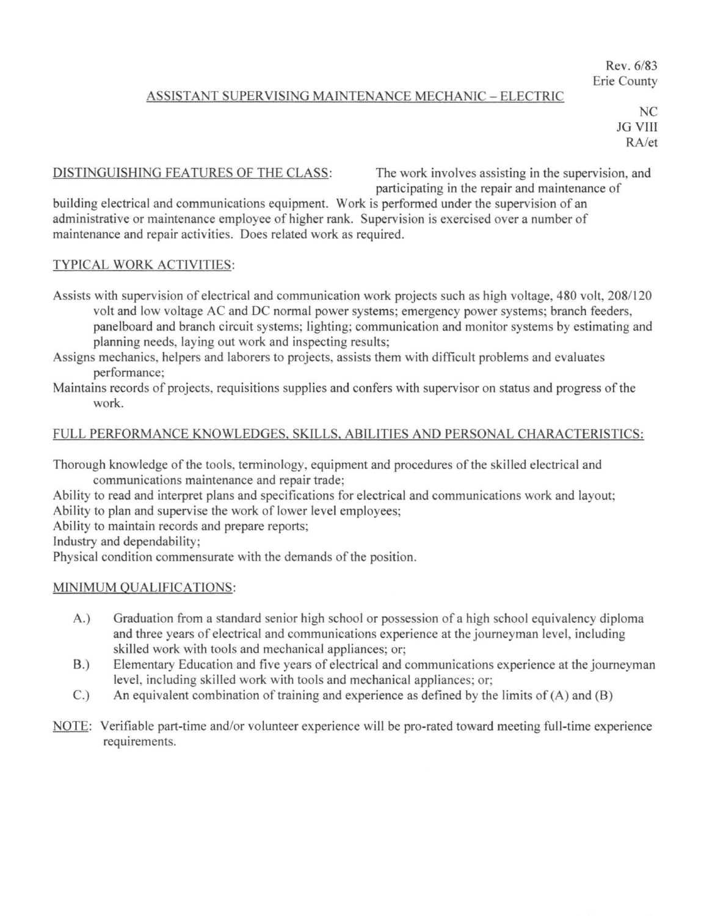Rev. 6/83
Erie County

# ASSISTANT SUPERVISING MAINTENANCE MECHANIC – ELECTRIC

NC
JG VIII
RA/et

## DISTINGUISHING FEATURES OF THE CLASS:

The work involves assisting in the supervision, and participating in the repair and maintenance of building electrical and communications equipment. Work is performed under the supervision of an administrative or maintenance employee of higher rank. Supervision is exercised over a number of maintenance and repair activities. Does related work as required.

## TYPICAL WORK ACTIVITIES:

Assists with supervision of electrical and communication work projects such as high voltage, 480 volt, 208/120 volt and low voltage AC and DC normal power systems; emergency power systems; branch feeders, panelboard and branch circuit systems; lighting; communication and monitor systems by estimating and planning needs, laying out work and inspecting results;

Assigns mechanics, helpers and laborers to projects, assists them with difficult problems and evaluates performance;

Maintains records of projects, requisitions supplies and confers with supervisor on status and progress of the work.

## FULL PERFORMANCE KNOWLEDGES, SKILLS, ABILITIES AND PERSONAL CHARACTERISTICS:

Thorough knowledge of the tools, terminology, equipment and procedures of the skilled electrical and communications maintenance and repair trade;

Ability to read and interpret plans and specifications for electrical and communications work and layout;

Ability to plan and supervise the work of lower level employees;

Ability to maintain records and prepare reports;

Industry and dependability;

Physical condition commensurate with the demands of the position.

## MINIMUM QUALIFICATIONS:

A.) Graduation from a standard senior high school or possession of a high school equivalency diploma and three years of electrical and communications experience at the journeyman level, including skilled work with tools and mechanical appliances; or;

B.) Elementary Education and five years of electrical and communications experience at the journeyman level, including skilled work with tools and mechanical appliances; or;

C.) An equivalent combination of training and experience as defined by the limits of (A) and (B)

NOTE: Verifiable part-time and/or volunteer experience will be pro-rated toward meeting full-time experience requirements.